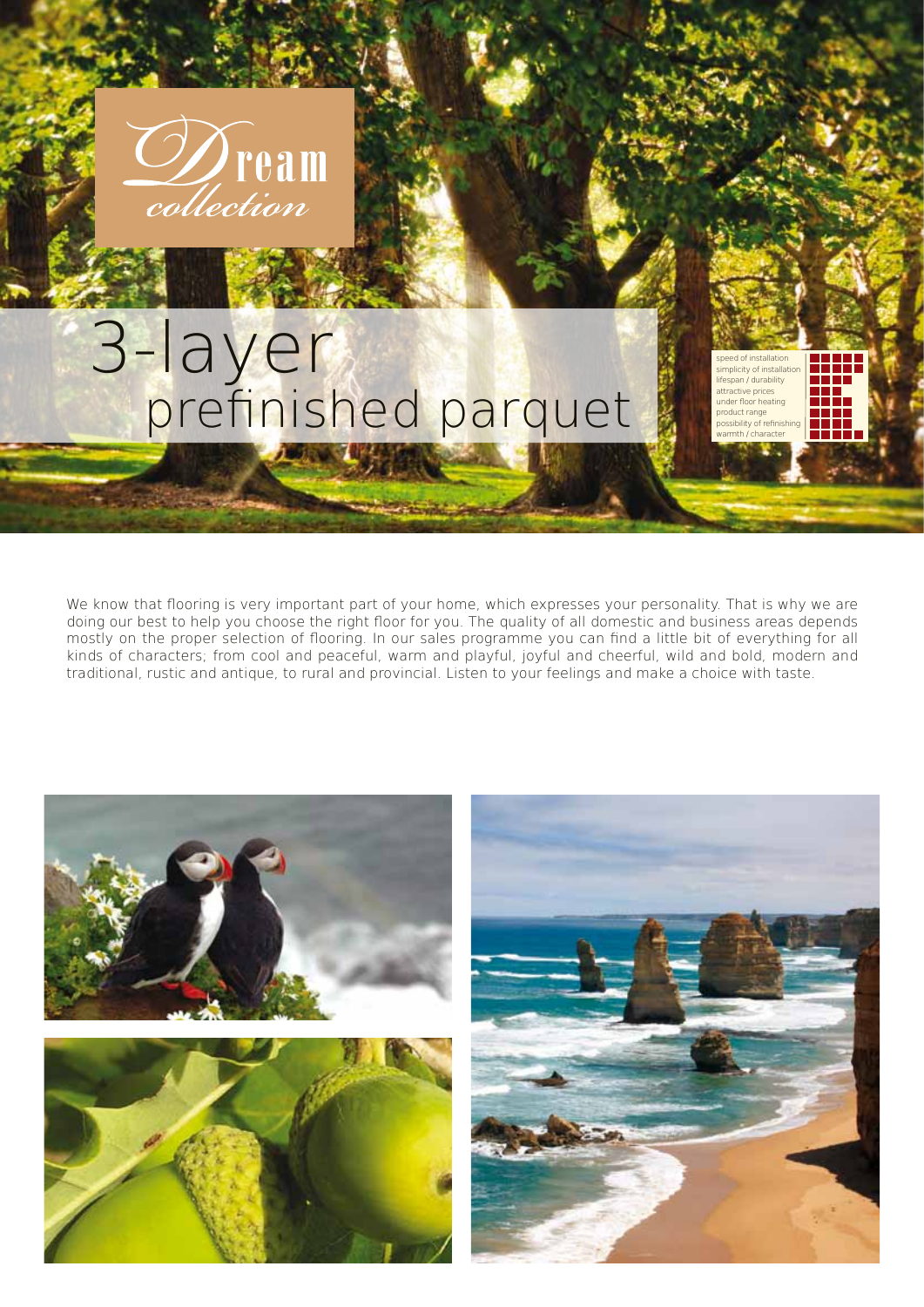# Dream collection

# 3-layer prefinished parquet

| | |
|---|---|
| speed of installation | ■■■■■ |
| simplicity of installation | ■■■■■ |
| lifespan / durability | ■■■■ |
| attractive prices | ■■■ |
| under floor heating | ■■■■ |
| product range | ■■■■ |
| possibility of refinishing | ■■■■ |
| warmth / character | ■■■■■ |

We know that flooring is very important part of your home, which expresses your personality. That is why we are doing our best to help you choose the right floor for you. The quality of all domestic and business areas depends mostly on the proper selection of flooring. In our sales programme you can find a little bit of everything for all kinds of characters; from cool and peaceful, warm and playful, joyful and cheerful, wild and bold, modern and traditional, rustic and antique, to rural and provincial. Listen to your feelings and make a choice with taste.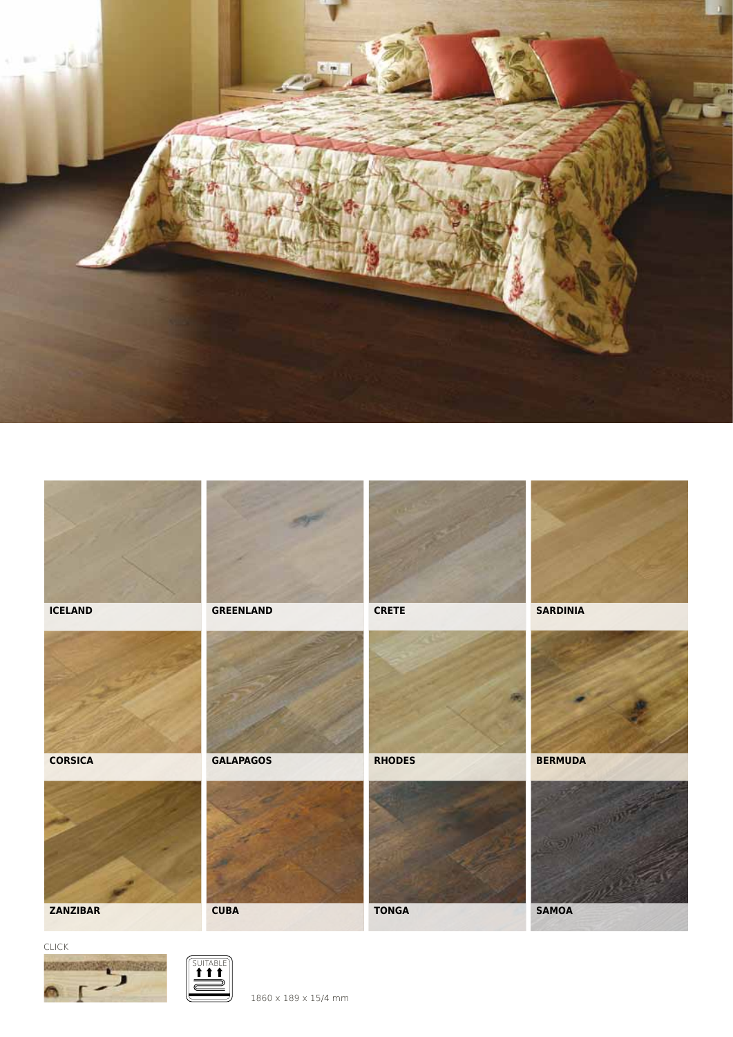ICELAND

GREENLAND

CRETE

SARDINIA

CORSICA

GALAPAGOS

RHODES

BERMUDA

ZANZIBAR

CUBA

TONGA

SAMOA

CLICK

SUITABLE

1860 x 189 x 15/4 mm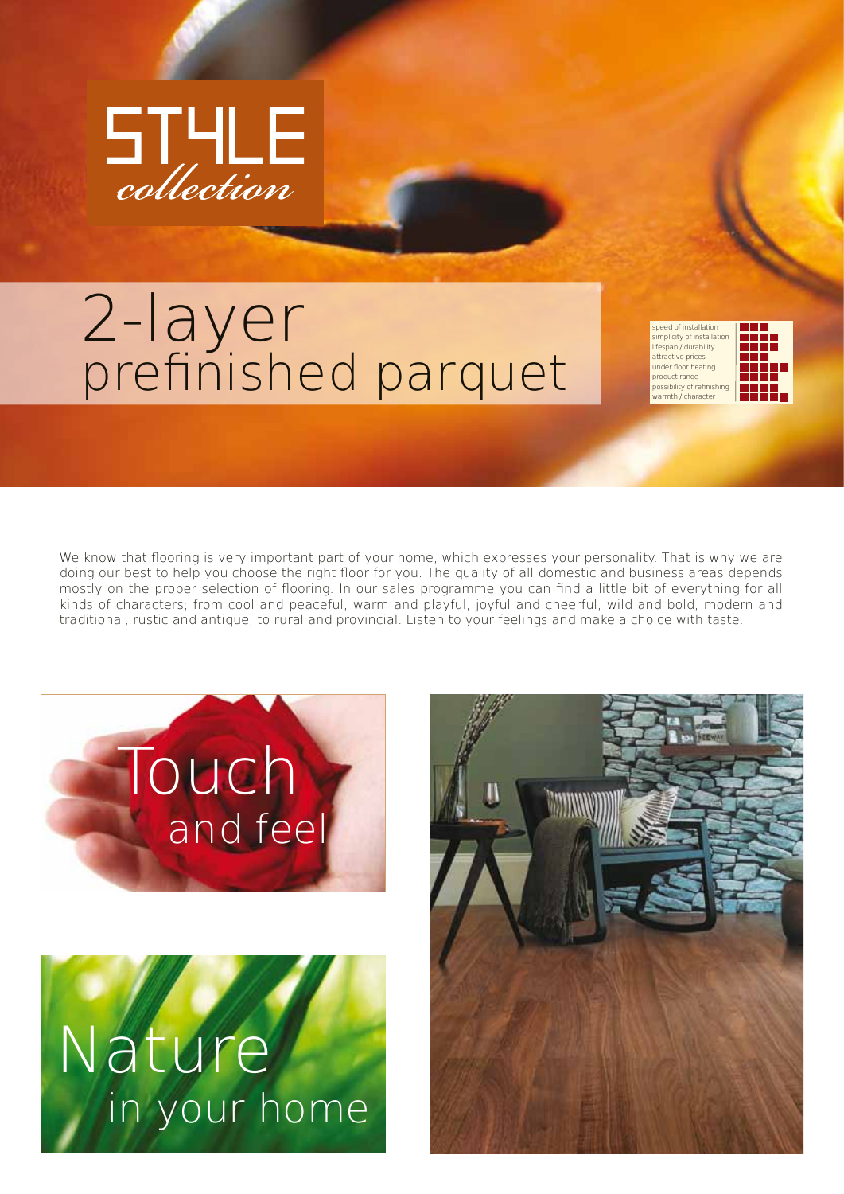# STYLE *collection*

## 2-layer prefinished parquet

| | |
|---|---|
| speed of installation | ■■■ |
| simplicity of installation | ■■■■ |
| lifespan / durability | ■■■■ |
| attractive prices | ■■■ |
| under floor heating | ■■■■■ |
| product range | ■■■■ |
| possibility of refinishing | ■■■■ |
| warmth / character | ■■■■■ |

We know that flooring is very important part of your home, which expresses your personality. That is why we are doing our best to help you choose the right floor for you. The quality of all domestic and business areas depends mostly on the proper selection of flooring. In our sales programme you can find a little bit of everything for all kinds of characters; from cool and peaceful, warm and playful, joyful and cheerful, wild and bold, modern and traditional, rustic and antique, to rural and provincial. Listen to your feelings and make a choice with taste.

Touch and feel

Nature in your home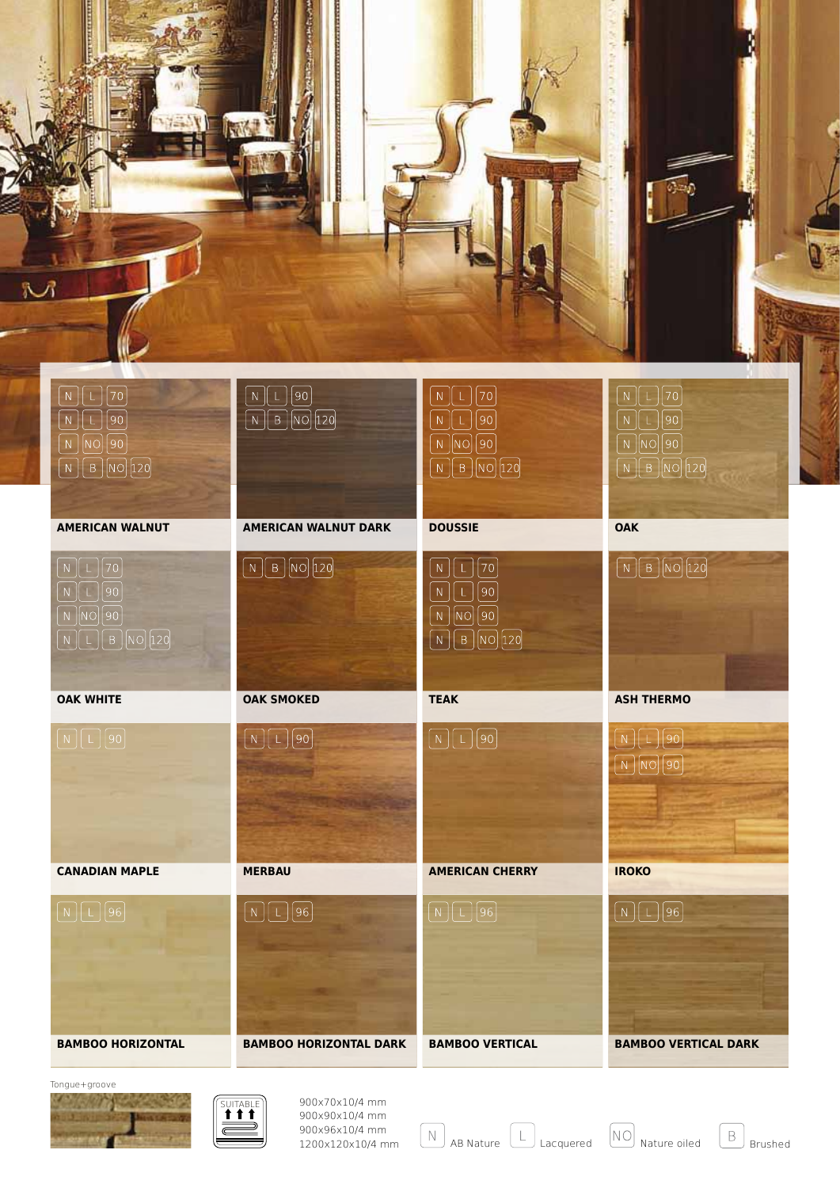| Product | Options |
|---|---|
| AMERICAN WALNUT | N L 70; N L 90; N NO 90; N B NO 120 |
| AMERICAN WALNUT DARK | N L 90; N B NO 120 |
| DOUSSIE | N L 70; N L 90; N NO 90; N B NO 120 |
| OAK | N L 70; N L 90; N NO 90; N B NO 120 |
| OAK WHITE | N L 70; N L 90; N NO 90; N L B NO 120 |
| OAK SMOKED | N B NO 120 |
| TEAK | N L 70; N L 90; N NO 90; N B NO 120 |
| ASH THERMO | N B NO 120 |
| CANADIAN MAPLE | N L 90 |
| MERBAU | N L 90 |
| AMERICAN CHERRY | N L 90 |
| IROKO | N L 90; N NO 90 |
| BAMBOO HORIZONTAL | N L 96 |
| BAMBOO HORIZONTAL DARK | N L 96 |
| BAMBOO VERTICAL | N L 96 |
| BAMBOO VERTICAL DARK | N L 96 |

Tongue+groove

SUITABLE

900x70x10/4 mm
900x90x10/4 mm
900x96x10/4 mm
1200x120x10/4 mm

N AB Nature
L Lacquered
NO Nature oiled
B Brushed